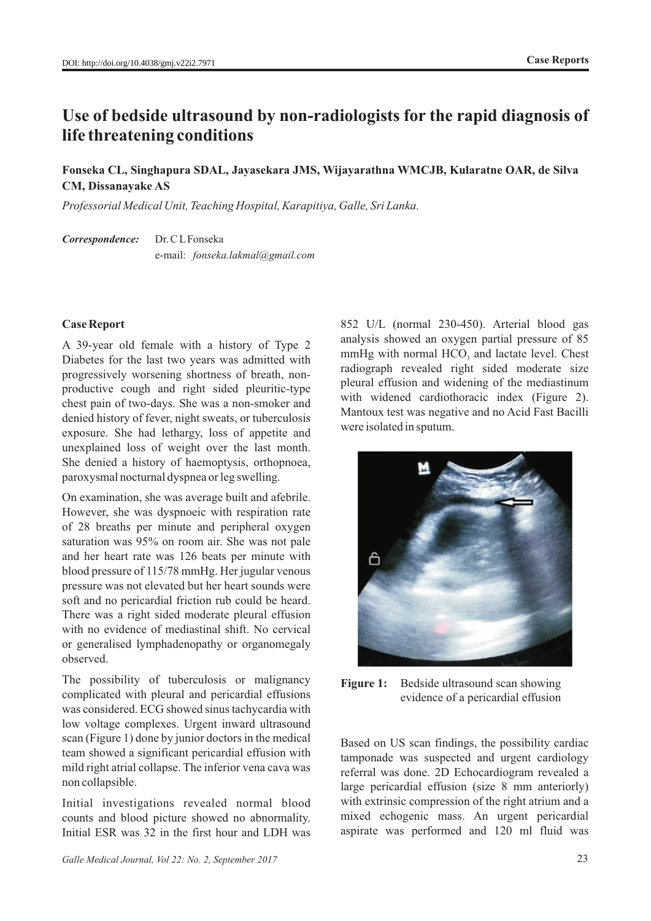# Use of bedside ultrasound by non-radiologists for the rapid diagnosis of life threatening conditions

**Fonseka CL, Singhapura SDAL, Jayasekara JMS, Wijayarathna WMCJB, Kularatne OAR, de Silva CM, Dissanayake AS**

*Professorial Medical Unit, Teaching Hospital, Karapitiya, Galle, Sri Lanka.*

***Correspondence:*** Dr. C L Fonseka
e-mail: *fonseka.lakmal@gmail.com*

## Case Report

A 39-year old female with a history of Type 2 Diabetes for the last two years was admitted with progressively worsening shortness of breath, non-productive cough and right sided pleuritic-type chest pain of two-days. She was a non-smoker and denied history of fever, night sweats, or tuberculosis exposure. She had lethargy, loss of appetite and unexplained loss of weight over the last month. She denied a history of haemoptysis, orthopnoea, paroxysmal nocturnal dyspnea or leg swelling.

On examination, she was average built and afebrile. However, she was dyspnoeic with respiration rate of 28 breaths per minute and peripheral oxygen saturation was 95% on room air. She was not pale and her heart rate was 126 beats per minute with blood pressure of 115/78 mmHg. Her jugular venous pressure was not elevated but her heart sounds were soft and no pericardial friction rub could be heard. There was a right sided moderate pleural effusion with no evidence of mediastinal shift. No cervical or generalised lymphadenopathy or organomegaly observed.

The possibility of tuberculosis or malignancy complicated with pleural and pericardial effusions was considered. ECG showed sinus tachycardia with low voltage complexes. Urgent inward ultrasound scan (Figure 1) done by junior doctors in the medical team showed a significant pericardial effusion with mild right atrial collapse. The inferior vena cava was non collapsible.

Initial investigations revealed normal blood counts and blood picture showed no abnormality. Initial ESR was 32 in the first hour and LDH was 852 U/L (normal 230-450). Arterial blood gas analysis showed an oxygen partial pressure of 85 mmHg with normal $HCO_3$ and lactate level. Chest radiograph revealed right sided moderate size pleural effusion and widening of the mediastinum with widened cardiothoracic index (Figure 2). Mantoux test was negative and no Acid Fast Bacilli were isolated in sputum.

**Figure 1:** Bedside ultrasound scan showing evidence of a pericardial effusion

Based on US scan findings, the possibility cardiac tamponade was suspected and urgent cardiology referral was done. 2D Echocardiogram revealed a large pericardial effusion (size 8 mm anteriorly) with extrinsic compression of the right atrium and a mixed echogenic mass. An urgent pericardial aspirate was performed and 120 ml fluid was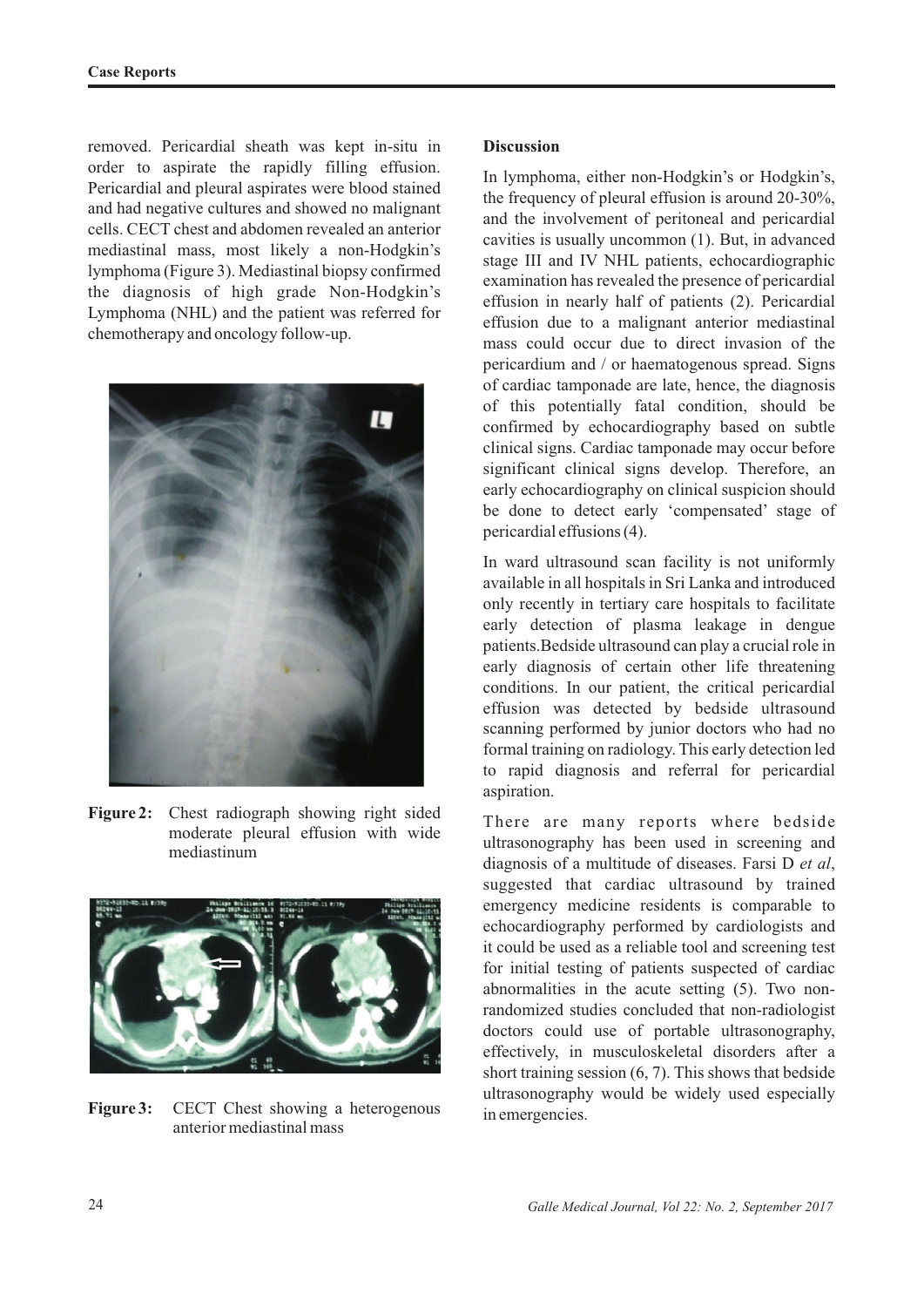removed. Pericardial sheath was kept in-situ in order to aspirate the rapidly filling effusion. Pericardial and pleural aspirates were blood stained and had negative cultures and showed no malignant cells. CECT chest and abdomen revealed an anterior mediastinal mass, most likely a non-Hodgkin's lymphoma (Figure 3). Mediastinal biopsy confirmed the diagnosis of high grade Non-Hodgkin's Lymphoma (NHL) and the patient was referred for chemotherapy and oncology follow-up.

**Figure 2:** Chest radiograph showing right sided moderate pleural effusion with wide mediastinum

**Figure 3:** CECT Chest showing a heterogenous anterior mediastinal mass

## Discussion

In lymphoma, either non-Hodgkin's or Hodgkin's, the frequency of pleural effusion is around 20-30%, and the involvement of peritoneal and pericardial cavities is usually uncommon (1). But, in advanced stage III and IV NHL patients, echocardiographic examination has revealed the presence of pericardial effusion in nearly half of patients (2). Pericardial effusion due to a malignant anterior mediastinal mass could occur due to direct invasion of the pericardium and / or haematogenous spread. Signs of cardiac tamponade are late, hence, the diagnosis of this potentially fatal condition, should be confirmed by echocardiography based on subtle clinical signs. Cardiac tamponade may occur before significant clinical signs develop. Therefore, an early echocardiography on clinical suspicion should be done to detect early 'compensated' stage of pericardial effusions (4).

In ward ultrasound scan facility is not uniformly available in all hospitals in Sri Lanka and introduced only recently in tertiary care hospitals to facilitate early detection of plasma leakage in dengue patients. Bedside ultrasound can play a crucial role in early diagnosis of certain other life threatening conditions. In our patient, the critical pericardial effusion was detected by bedside ultrasound scanning performed by junior doctors who had no formal training on radiology. This early detection led to rapid diagnosis and referral for pericardial aspiration.

There are many reports where bedside ultrasonography has been used in screening and diagnosis of a multitude of diseases. Farsi D *et al*, suggested that cardiac ultrasound by trained emergency medicine residents is comparable to echocardiography performed by cardiologists and it could be used as a reliable tool and screening test for initial testing of patients suspected of cardiac abnormalities in the acute setting (5). Two non-randomized studies concluded that non-radiologist doctors could use of portable ultrasonography, effectively, in musculoskeletal disorders after a short training session (6, 7). This shows that bedside ultrasonography would be widely used especially in emergencies.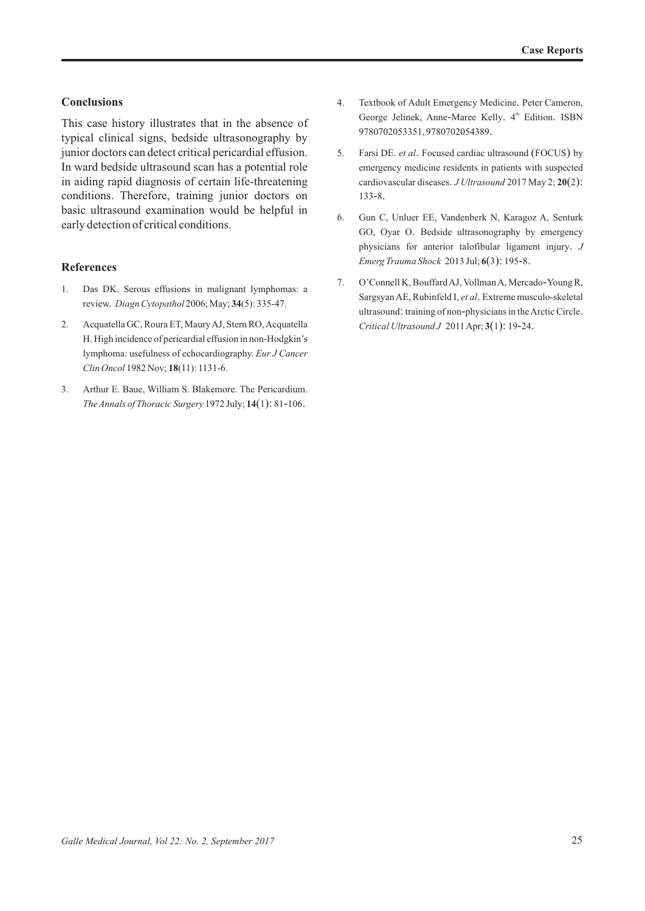## Conclusions

This case history illustrates that in the absence of typical clinical signs, bedside ultrasonography by junior doctors can detect critical pericardial effusion. In ward bedside ultrasound scan has a potential role in aiding rapid diagnosis of certain life-threatening conditions. Therefore, training junior doctors on basic ultrasound examination would be helpful in early detection of critical conditions.

## References

1. Das DK. Serous effusions in malignant lymphomas: a review. *Diagn Cytopathol* 2006; May; **34**(5): 335-47.
2. Acquatella GC, Roura ET, Maury AJ, Stern RO, Acquatella H. High incidence of pericardial effusion in non-Hodgkin's lymphoma: usefulness of echocardiography. *Eur J Cancer Clin Oncol* 1982 Nov; **18**(11): 1131-6.
3. Arthur E. Baue, William S. Blakemore. The Pericardium. *The Annals of Thoracic Surgery* 1972 July; **14**(1): 81-106.
4. Textbook of Adult Emergency Medicine. Peter Cameron, George Jelinek, Anne-Maree Kelly. 4th Edition. ISBN 9780702053351, 9780702054389.
5. Farsi DE. *et al*. Focused cardiac ultrasound (FOCUS) by emergency medicine residents in patients with suspected cardiovascular diseases. *J Ultrasound* 2017 May 2; **20**(2): 133-8.
6. Gun C, Unluer EE, Vandenberk N, Karagoz A, Senturk GO, Oyar O. Bedside ultrasonography by emergency physicians for anterior talofibular ligament injury. *J Emerg Trauma Shock* 2013 Jul; **6**(3): 195-8.
7. O'Connell K, Bouffard AJ, Vollman A, Mercado-Young R, Sargsyan AE, Rubinfeld I, *et al*. Extreme musculo-skeletal ultrasound: training of non-physicians in the Arctic Circle. *Critical Ultrasound J* 2011 Apr; **3**(1): 19-24.